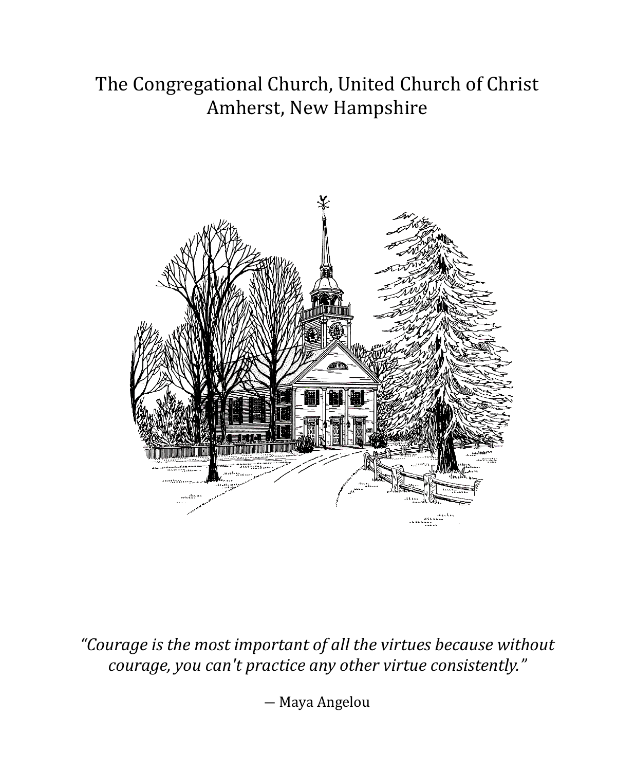# The Congregational Church, United Church of Christ
## Amherst, New Hampshire

*"Courage is the most important of all the virtues because without courage, you can't practice any other virtue consistently."*

— Maya Angelou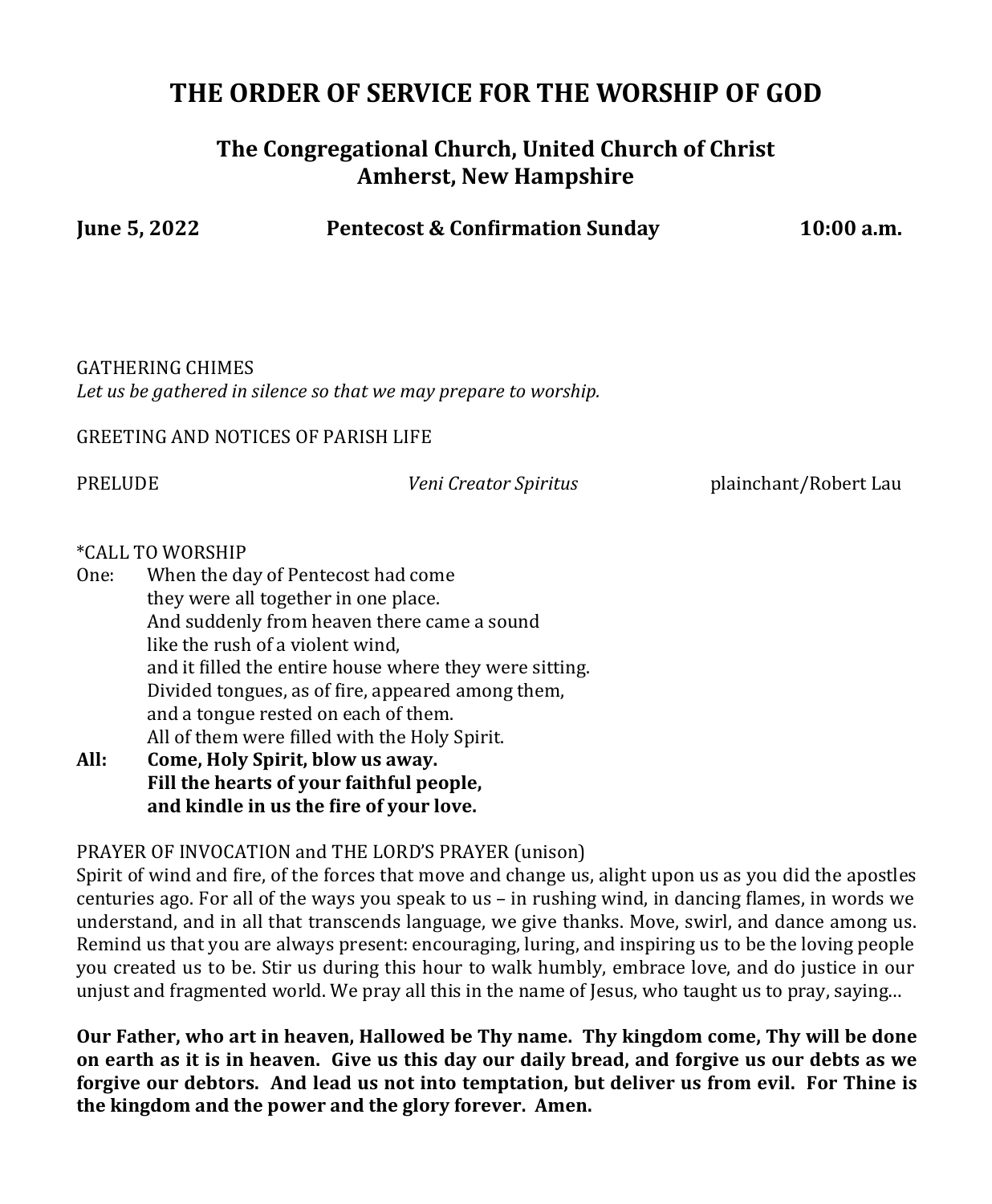# THE ORDER OF SERVICE FOR THE WORSHIP OF GOD

## The Congregational Church, United Church of Christ
## Amherst, New Hampshire

**June 5, 2022** **Pentecost & Confirmation Sunday** **10:00 a.m.**

GATHERING CHIMES
*Let us be gathered in silence so that we may prepare to worship.*

GREETING AND NOTICES OF PARISH LIFE

PRELUDE *Veni Creator Spiritus* plainchant/Robert Lau

*CALL TO WORSHIP

One: When the day of Pentecost had come
they were all together in one place.
And suddenly from heaven there came a sound
like the rush of a violent wind,
and it filled the entire house where they were sitting.
Divided tongues, as of fire, appeared among them,
and a tongue rested on each of them.
All of them were filled with the Holy Spirit.

**All: Come, Holy Spirit, blow us away.
Fill the hearts of your faithful people,
and kindle in us the fire of your love.**

PRAYER OF INVOCATION and THE LORD'S PRAYER (unison)

Spirit of wind and fire, of the forces that move and change us, alight upon us as you did the apostles centuries ago. For all of the ways you speak to us – in rushing wind, in dancing flames, in words we understand, and in all that transcends language, we give thanks. Move, swirl, and dance among us. Remind us that you are always present: encouraging, luring, and inspiring us to be the loving people you created us to be. Stir us during this hour to walk humbly, embrace love, and do justice in our unjust and fragmented world. We pray all this in the name of Jesus, who taught us to pray, saying…

**Our Father, who art in heaven, Hallowed be Thy name. Thy kingdom come, Thy will be done on earth as it is in heaven. Give us this day our daily bread, and forgive us our debts as we forgive our debtors. And lead us not into temptation, but deliver us from evil. For Thine is the kingdom and the power and the glory forever. Amen.**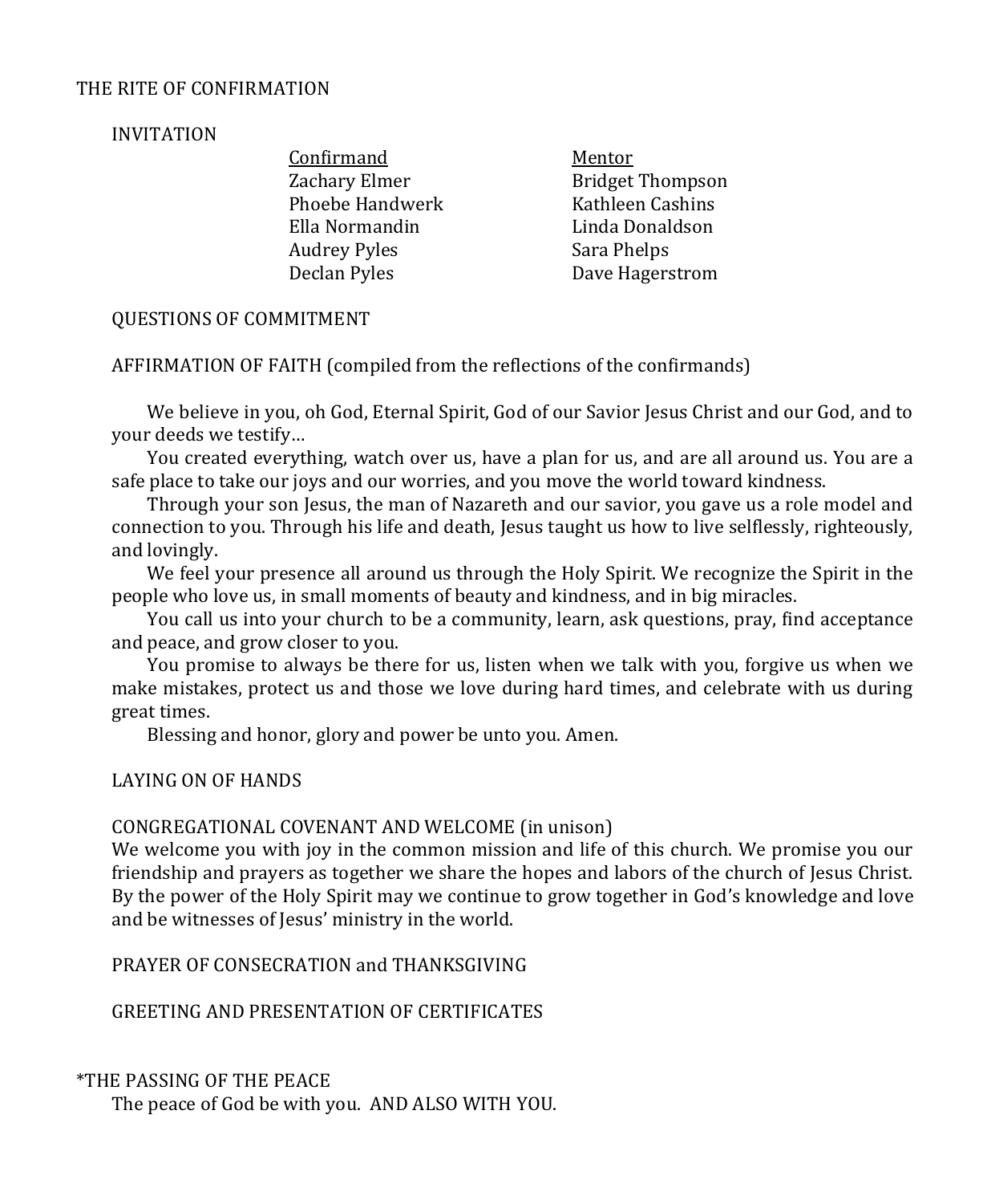## THE RITE OF CONFIRMATION

### INVITATION

| Confirmand | Mentor |
|---|---|
| Zachary Elmer | Bridget Thompson |
| Phoebe Handwerk | Kathleen Cashins |
| Ella Normandin | Linda Donaldson |
| Audrey Pyles | Sara Phelps |
| Declan Pyles | Dave Hagerstrom |

### QUESTIONS OF COMMITMENT

### AFFIRMATION OF FAITH (compiled from the reflections of the confirmands)

We believe in you, oh God, Eternal Spirit, God of our Savior Jesus Christ and our God, and to your deeds we testify…

You created everything, watch over us, have a plan for us, and are all around us. You are a safe place to take our joys and our worries, and you move the world toward kindness.

Through your son Jesus, the man of Nazareth and our savior, you gave us a role model and connection to you. Through his life and death, Jesus taught us how to live selflessly, righteously, and lovingly.

We feel your presence all around us through the Holy Spirit. We recognize the Spirit in the people who love us, in small moments of beauty and kindness, and in big miracles.

You call us into your church to be a community, learn, ask questions, pray, find acceptance and peace, and grow closer to you.

You promise to always be there for us, listen when we talk with you, forgive us when we make mistakes, protect us and those we love during hard times, and celebrate with us during great times.

Blessing and honor, glory and power be unto you. Amen.

### LAYING ON OF HANDS

### CONGREGATIONAL COVENANT AND WELCOME (in unison)

We welcome you with joy in the common mission and life of this church. We promise you our friendship and prayers as together we share the hopes and labors of the church of Jesus Christ. By the power of the Holy Spirit may we continue to grow together in God's knowledge and love and be witnesses of Jesus' ministry in the world.

### PRAYER OF CONSECRATION and THANKSGIVING

### GREETING AND PRESENTATION OF CERTIFICATES

## *THE PASSING OF THE PEACE

The peace of God be with you. AND ALSO WITH YOU.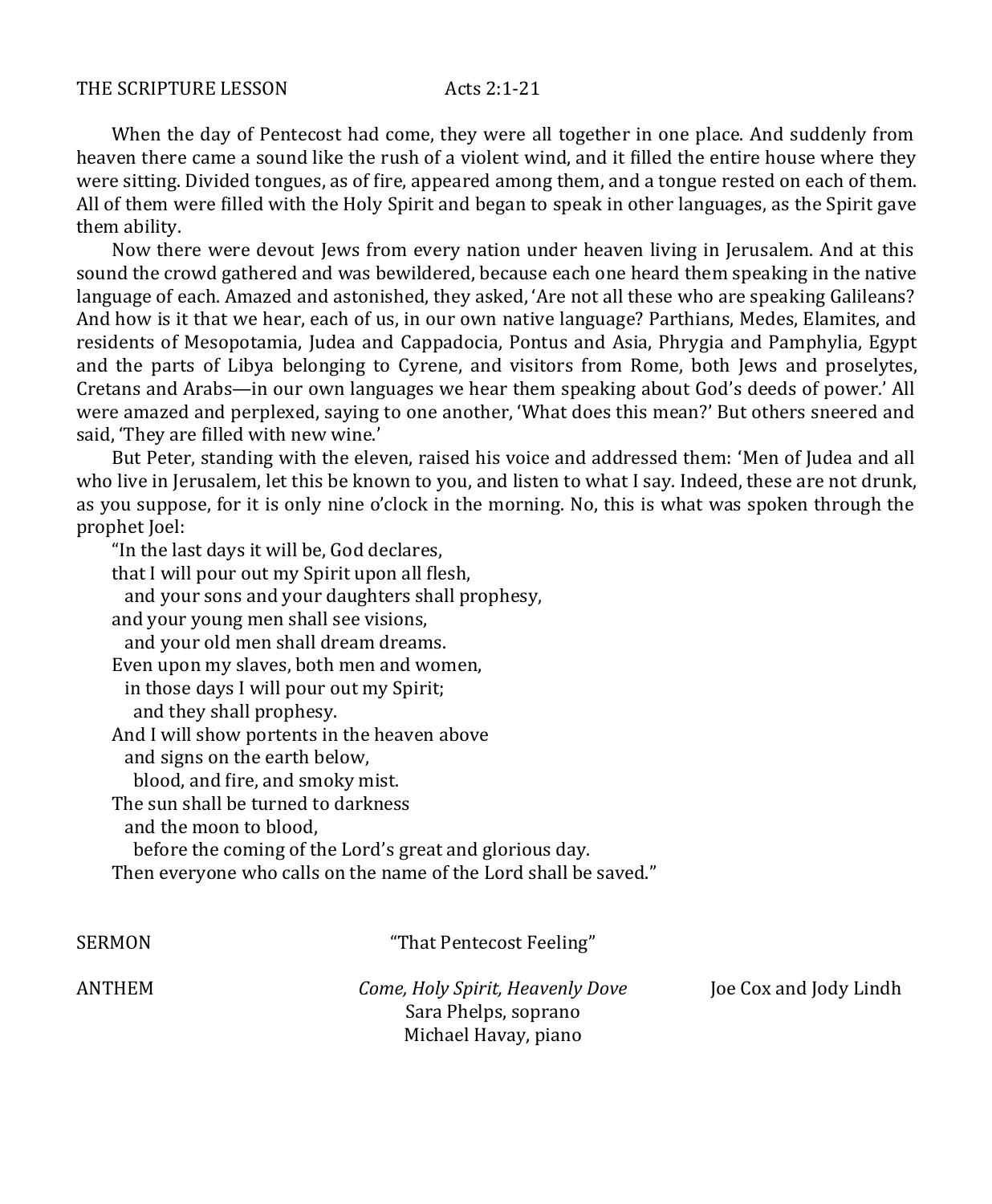THE SCRIPTURE LESSON Acts 2:1-21

When the day of Pentecost had come, they were all together in one place. And suddenly from heaven there came a sound like the rush of a violent wind, and it filled the entire house where they were sitting. Divided tongues, as of fire, appeared among them, and a tongue rested on each of them. All of them were filled with the Holy Spirit and began to speak in other languages, as the Spirit gave them ability.

Now there were devout Jews from every nation under heaven living in Jerusalem. And at this sound the crowd gathered and was bewildered, because each one heard them speaking in the native language of each. Amazed and astonished, they asked, 'Are not all these who are speaking Galileans? And how is it that we hear, each of us, in our own native language? Parthians, Medes, Elamites, and residents of Mesopotamia, Judea and Cappadocia, Pontus and Asia, Phrygia and Pamphylia, Egypt and the parts of Libya belonging to Cyrene, and visitors from Rome, both Jews and proselytes, Cretans and Arabs—in our own languages we hear them speaking about God's deeds of power.' All were amazed and perplexed, saying to one another, 'What does this mean?' But others sneered and said, 'They are filled with new wine.'

But Peter, standing with the eleven, raised his voice and addressed them: 'Men of Judea and all who live in Jerusalem, let this be known to you, and listen to what I say. Indeed, these are not drunk, as you suppose, for it is only nine o'clock in the morning. No, this is what was spoken through the prophet Joel:

"In the last days it will be, God declares,
that I will pour out my Spirit upon all flesh,
and your sons and your daughters shall prophesy,
and your young men shall see visions,
and your old men shall dream dreams.
Even upon my slaves, both men and women,
in those days I will pour out my Spirit;
and they shall prophesy.
And I will show portents in the heaven above
and signs on the earth below,
blood, and fire, and smoky mist.
The sun shall be turned to darkness
and the moon to blood,
before the coming of the Lord's great and glorious day.
Then everyone who calls on the name of the Lord shall be saved."

SERMON "That Pentecost Feeling"

ANTHEM *Come, Holy Spirit, Heavenly Dove* Joe Cox and Jody Lindh
Sara Phelps, soprano
Michael Havay, piano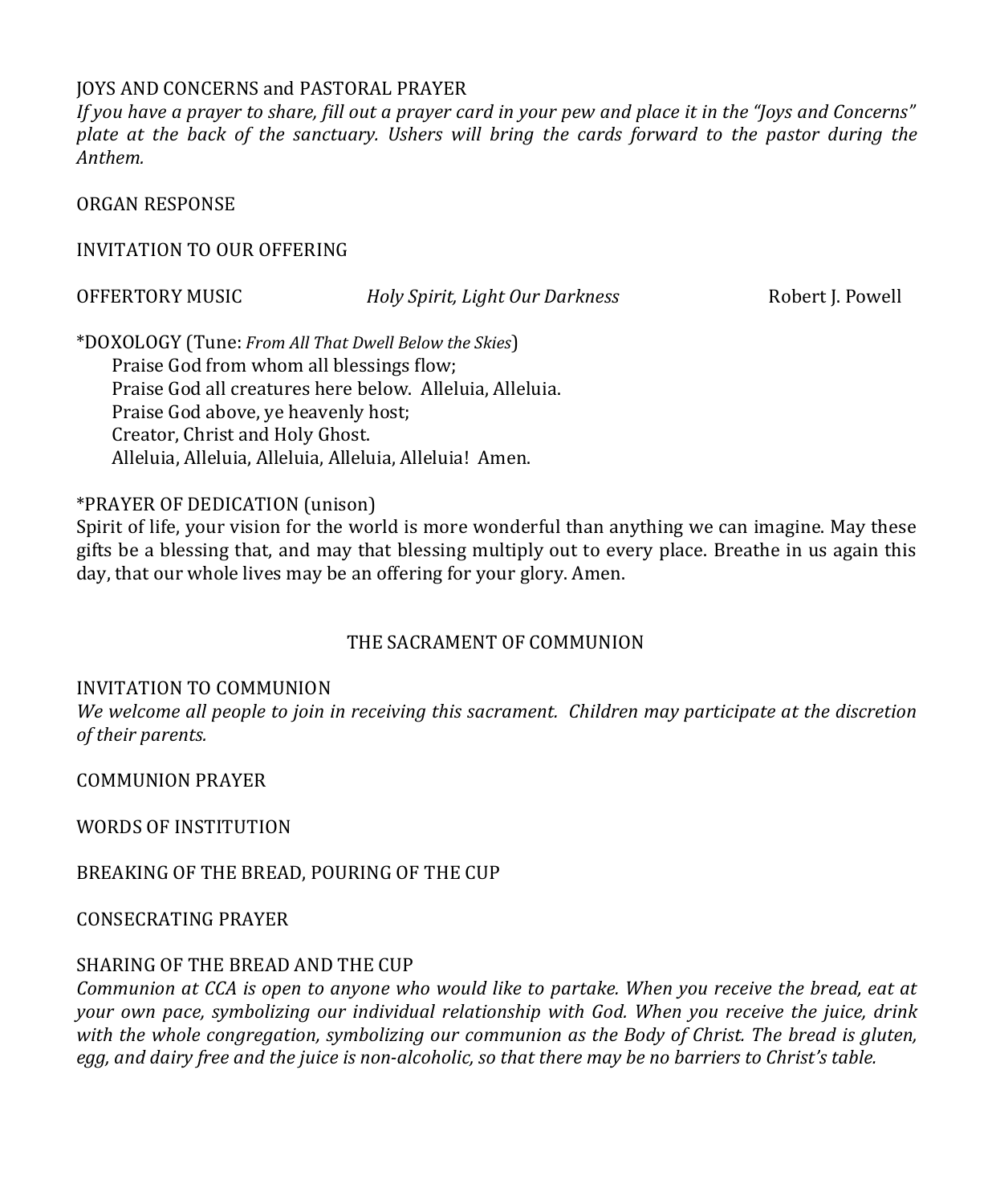JOYS AND CONCERNS and PASTORAL PRAYER

*If you have a prayer to share, fill out a prayer card in your pew and place it in the "Joys and Concerns" plate at the back of the sanctuary. Ushers will bring the cards forward to the pastor during the Anthem.*

ORGAN RESPONSE

INVITATION TO OUR OFFERING

OFFERTORY MUSIC *Holy Spirit, Light Our Darkness* Robert J. Powell

*DOXOLOGY (Tune: *From All That Dwell Below the Skies*)

Praise God from whom all blessings flow;
Praise God all creatures here below. Alleluia, Alleluia.
Praise God above, ye heavenly host;
Creator, Christ and Holy Ghost.
Alleluia, Alleluia, Alleluia, Alleluia, Alleluia! Amen.

*PRAYER OF DEDICATION (unison)

Spirit of life, your vision for the world is more wonderful than anything we can imagine. May these gifts be a blessing that, and may that blessing multiply out to every place. Breathe in us again this day, that our whole lives may be an offering for your glory. Amen.

## THE SACRAMENT OF COMMUNION

INVITATION TO COMMUNION

*We welcome all people to join in receiving this sacrament. Children may participate at the discretion of their parents.*

COMMUNION PRAYER

WORDS OF INSTITUTION

BREAKING OF THE BREAD, POURING OF THE CUP

CONSECRATING PRAYER

SHARING OF THE BREAD AND THE CUP

*Communion at CCA is open to anyone who would like to partake. When you receive the bread, eat at your own pace, symbolizing our individual relationship with God. When you receive the juice, drink with the whole congregation, symbolizing our communion as the Body of Christ. The bread is gluten, egg, and dairy free and the juice is non-alcoholic, so that there may be no barriers to Christ's table.*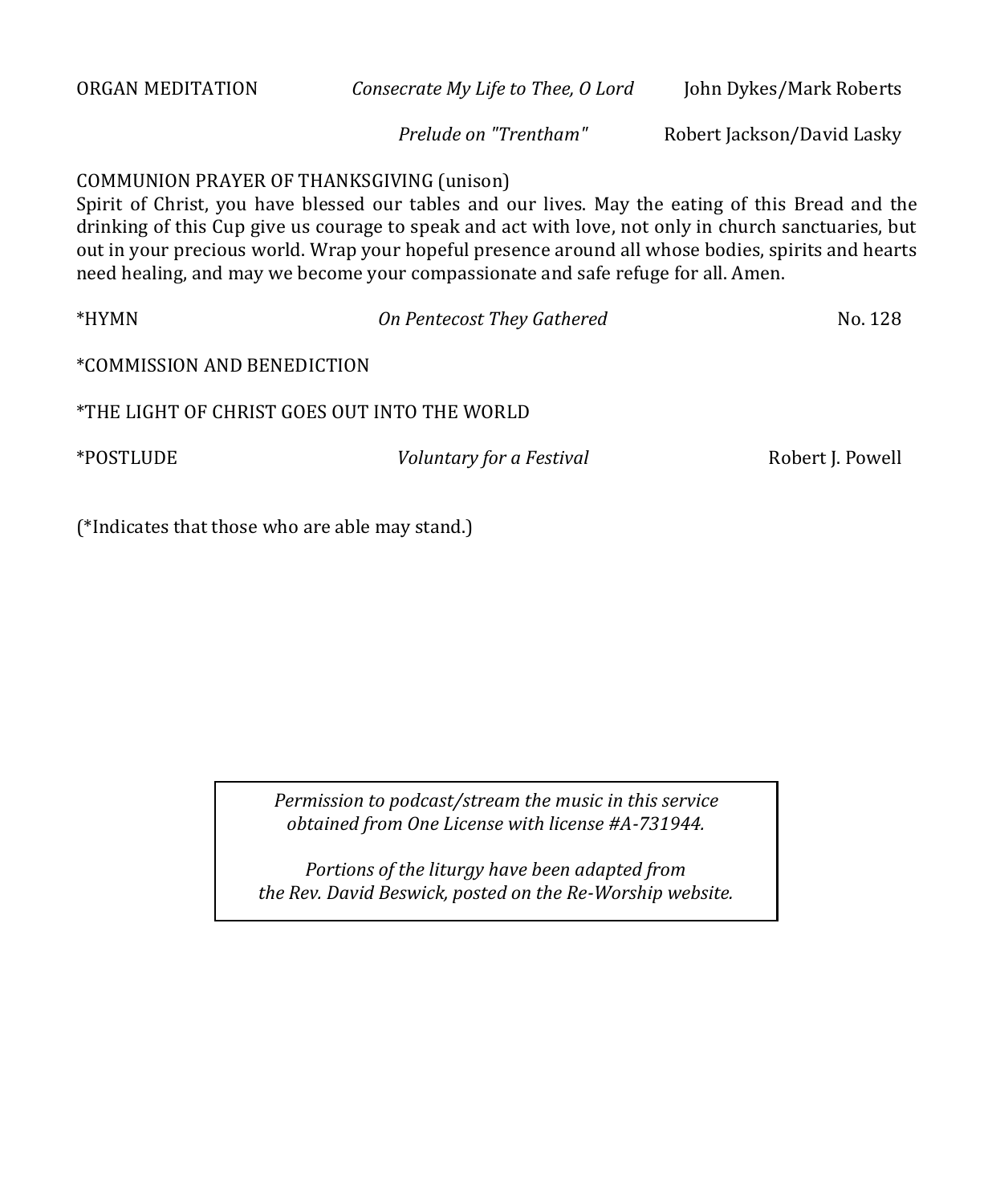ORGAN MEDITATION *Consecrate My Life to Thee, O Lord* John Dykes/Mark Roberts

*Prelude on "Trentham"* Robert Jackson/David Lasky

COMMUNION PRAYER OF THANKSGIVING (unison)
Spirit of Christ, you have blessed our tables and our lives. May the eating of this Bread and the drinking of this Cup give us courage to speak and act with love, not only in church sanctuaries, but out in your precious world. Wrap your hopeful presence around all whose bodies, spirits and hearts need healing, and may we become your compassionate and safe refuge for all. Amen.

*HYMN *On Pentecost They Gathered* No. 128

*COMMISSION AND BENEDICTION

*THE LIGHT OF CHRIST GOES OUT INTO THE WORLD

*POSTLUDE *Voluntary for a Festival* Robert J. Powell

(*Indicates that those who are able may stand.)

*Permission to podcast/stream the music in this service obtained from One License with license #A-731944.*

*Portions of the liturgy have been adapted from the Rev. David Beswick, posted on the Re-Worship website.*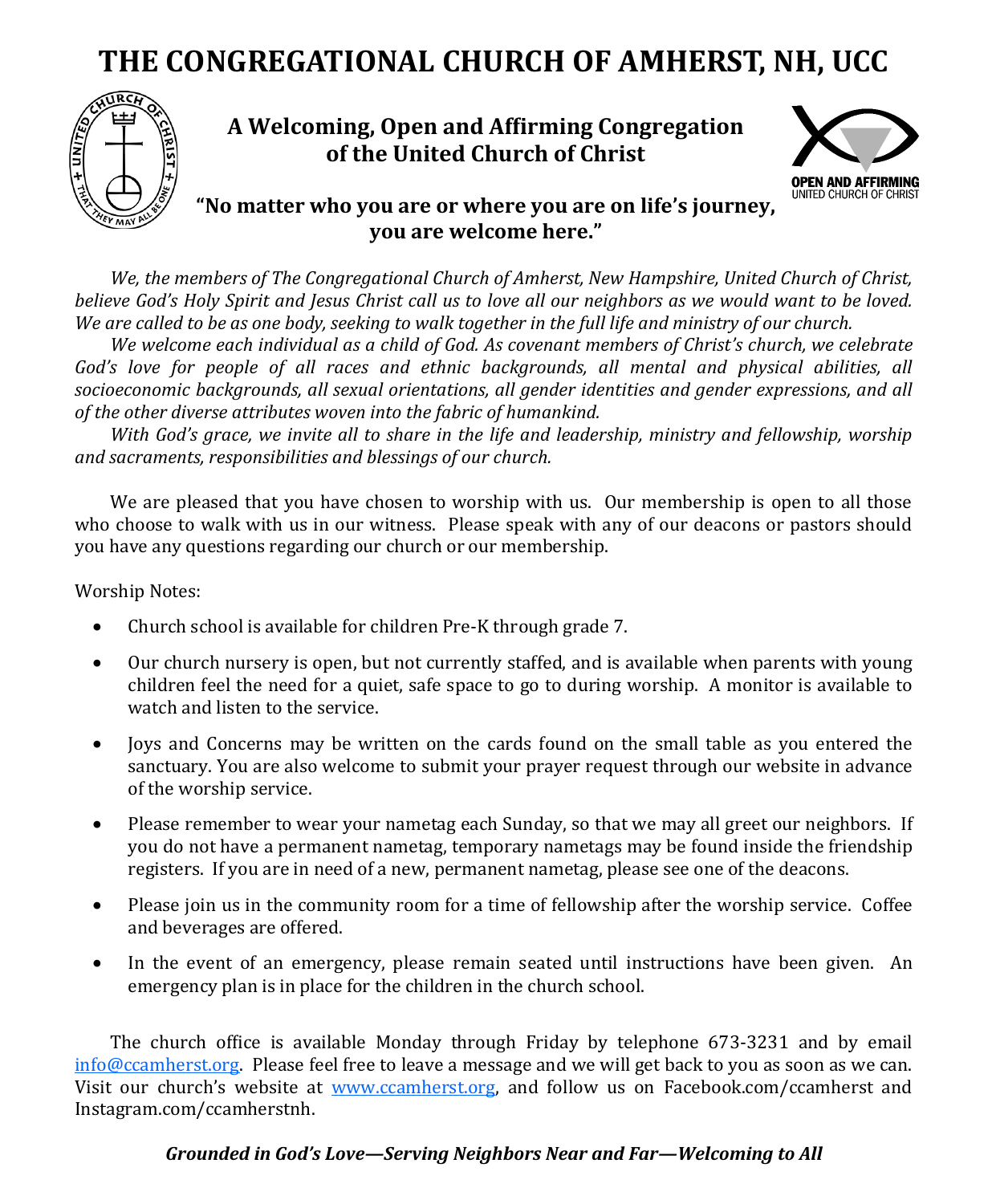# THE CONGREGATIONAL CHURCH OF AMHERST, NH, UCC

**A Welcoming, Open and Affirming Congregation of the United Church of Christ**

**"No matter who you are or where you are on life's journey, you are welcome here."**

*We, the members of The Congregational Church of Amherst, New Hampshire, United Church of Christ, believe God's Holy Spirit and Jesus Christ call us to love all our neighbors as we would want to be loved. We are called to be as one body, seeking to walk together in the full life and ministry of our church.*

*We welcome each individual as a child of God. As covenant members of Christ's church, we celebrate God's love for people of all races and ethnic backgrounds, all mental and physical abilities, all socioeconomic backgrounds, all sexual orientations, all gender identities and gender expressions, and all of the other diverse attributes woven into the fabric of humankind.*

*With God's grace, we invite all to share in the life and leadership, ministry and fellowship, worship and sacraments, responsibilities and blessings of our church.*

We are pleased that you have chosen to worship with us. Our membership is open to all those who choose to walk with us in our witness. Please speak with any of our deacons or pastors should you have any questions regarding our church or our membership.

Worship Notes:

- Church school is available for children Pre-K through grade 7.
- Our church nursery is open, but not currently staffed, and is available when parents with young children feel the need for a quiet, safe space to go to during worship. A monitor is available to watch and listen to the service.
- Joys and Concerns may be written on the cards found on the small table as you entered the sanctuary. You are also welcome to submit your prayer request through our website in advance of the worship service.
- Please remember to wear your nametag each Sunday, so that we may all greet our neighbors. If you do not have a permanent nametag, temporary nametags may be found inside the friendship registers. If you are in need of a new, permanent nametag, please see one of the deacons.
- Please join us in the community room for a time of fellowship after the worship service. Coffee and beverages are offered.
- In the event of an emergency, please remain seated until instructions have been given. An emergency plan is in place for the children in the church school.

The church office is available Monday through Friday by telephone 673-3231 and by email info@ccamherst.org. Please feel free to leave a message and we will get back to you as soon as we can. Visit our church's website at www.ccamherst.org, and follow us on Facebook.com/ccamherst and Instagram.com/ccamherstnh.

***Grounded in God's Love—Serving Neighbors Near and Far—Welcoming to All***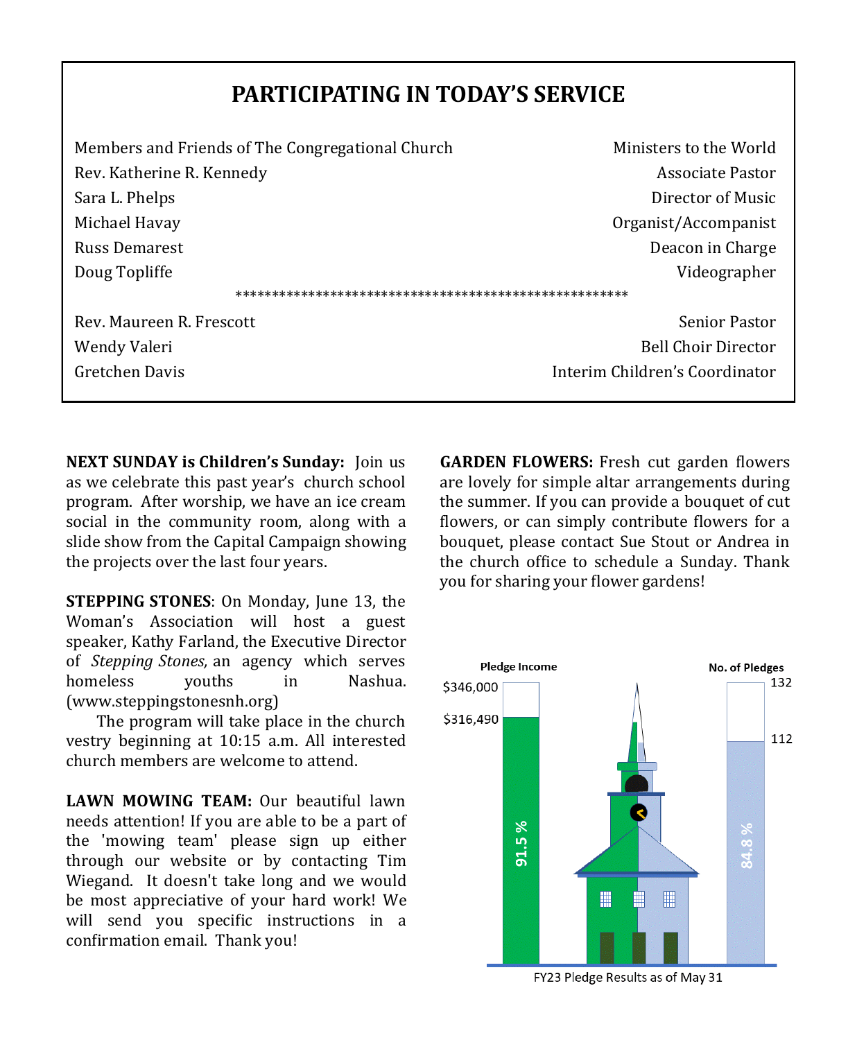## PARTICIPATING IN TODAY'S SERVICE

| | |
|---|---|
| Members and Friends of The Congregational Church | Ministers to the World |
| Rev. Katherine R. Kennedy | Associate Pastor |
| Sara L. Phelps | Director of Music |
| Michael Havay | Organist/Accompanist |
| Russ Demarest | Deacon in Charge |
| Doug Topliffe | Videographer |

\*\*\*\*\*\*\*\*\*\*\*\*\*\*\*\*\*\*\*\*\*\*\*\*\*\*\*\*\*\*\*\*\*\*\*\*\*\*\*\*\*\*\*\*\*\*\*\*\*\*\*\*\*\*

| | |
|---|---|
| Rev. Maureen R. Frescott | Senior Pastor |
| Wendy Valeri | Bell Choir Director |
| Gretchen Davis | Interim Children's Coordinator |

**NEXT SUNDAY is Children's Sunday:** Join us as we celebrate this past year's church school program. After worship, we have an ice cream social in the community room, along with a slide show from the Capital Campaign showing the projects over the last four years.

**STEPPING STONES**: On Monday, June 13, the Woman's Association will host a guest speaker, Kathy Farland, the Executive Director of *Stepping Stones,* an agency which serves homeless youths in Nashua. (www.steppingstonesnh.org)

The program will take place in the church vestry beginning at 10:15 a.m. All interested church members are welcome to attend.

**LAWN MOWING TEAM:** Our beautiful lawn needs attention! If you are able to be a part of the 'mowing team' please sign up either through our website or by contacting Tim Wiegand. It doesn't take long and we would be most appreciative of your hard work! We will send you specific instructions in a confirmation email. Thank you!

**GARDEN FLOWERS:** Fresh cut garden flowers are lovely for simple altar arrangements during the summer. If you can provide a bouquet of cut flowers, or can simply contribute flowers for a bouquet, please contact Sue Stout or Andrea in the church office to schedule a Sunday. Thank you for sharing your flower gardens!

Pledge Income: $346,000 goal; $316,490 — 91.5 %

No. of Pledges: 132 goal; 112 — 84.8 %

FY23 Pledge Results as of May 31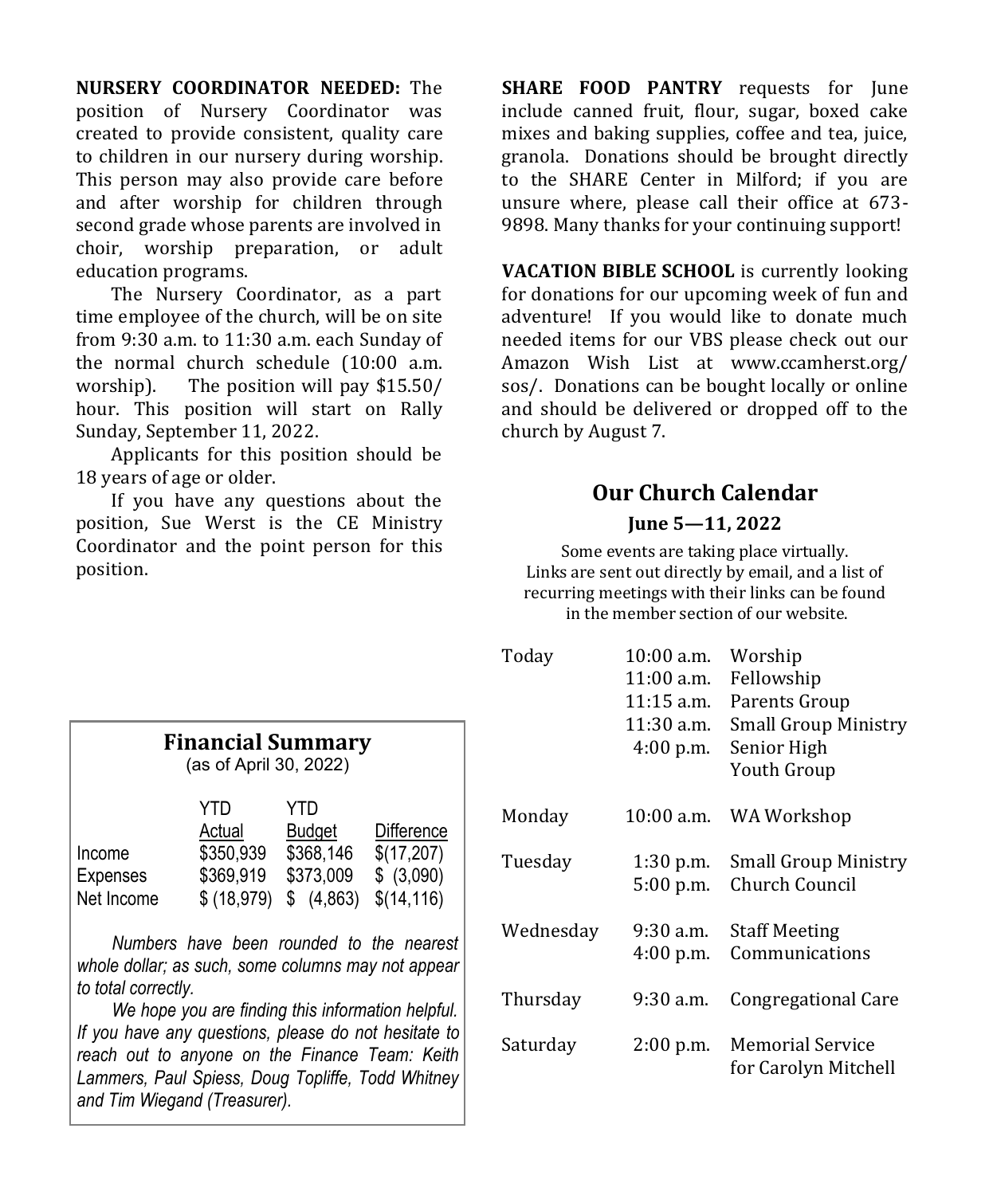**NURSERY COORDINATOR NEEDED:** The position of Nursery Coordinator was created to provide consistent, quality care to children in our nursery during worship. This person may also provide care before and after worship for children through second grade whose parents are involved in choir, worship preparation, or adult education programs.

The Nursery Coordinator, as a part time employee of the church, will be on site from 9:30 a.m. to 11:30 a.m. each Sunday of the normal church schedule (10:00 a.m. worship). The position will pay $15.50/hour. This position will start on Rally Sunday, September 11, 2022.

Applicants for this position should be 18 years of age or older.

If you have any questions about the position, Sue Werst is the CE Ministry Coordinator and the point person for this position.

## Financial Summary

(as of April 30, 2022)

| | YTD Actual | YTD Budget | Difference |
|---|---|---|---|
| Income | $350,939 | $368,146 | $(17,207) |
| Expenses | $369,919 | $373,009 | $ (3,090) |
| Net Income | $ (18,979) | $ (4,863) | $(14,116) |

*Numbers have been rounded to the nearest whole dollar; as such, some columns may not appear to total correctly.*

*We hope you are finding this information helpful. If you have any questions, please do not hesitate to reach out to anyone on the Finance Team: Keith Lammers, Paul Spiess, Doug Topliffe, Todd Whitney and Tim Wiegand (Treasurer).*

**SHARE FOOD PANTRY** requests for June include canned fruit, flour, sugar, boxed cake mixes and baking supplies, coffee and tea, juice, granola. Donations should be brought directly to the SHARE Center in Milford; if you are unsure where, please call their office at 673-9898. Many thanks for your continuing support!

**VACATION BIBLE SCHOOL** is currently looking for donations for our upcoming week of fun and adventure! If you would like to donate much needed items for our VBS please check out our Amazon Wish List at www.ccamherst.org/sos/. Donations can be bought locally or online and should be delivered or dropped off to the church by August 7.

## Our Church Calendar

**June 5—11, 2022**

Some events are taking place virtually. Links are sent out directly by email, and a list of recurring meetings with their links can be found in the member section of our website.

| Day | Time | Event |
|---|---|---|
| Today | 10:00 a.m. | Worship |
| | 11:00 a.m. | Fellowship |
| | 11:15 a.m. | Parents Group |
| | 11:30 a.m. | Small Group Ministry |
| | 4:00 p.m. | Senior High Youth Group |
| Monday | 10:00 a.m. | WA Workshop |
| Tuesday | 1:30 p.m. | Small Group Ministry |
| | 5:00 p.m. | Church Council |
| Wednesday | 9:30 a.m. | Staff Meeting |
| | 4:00 p.m. | Communications |
| Thursday | 9:30 a.m. | Congregational Care |
| Saturday | 2:00 p.m. | Memorial Service for Carolyn Mitchell |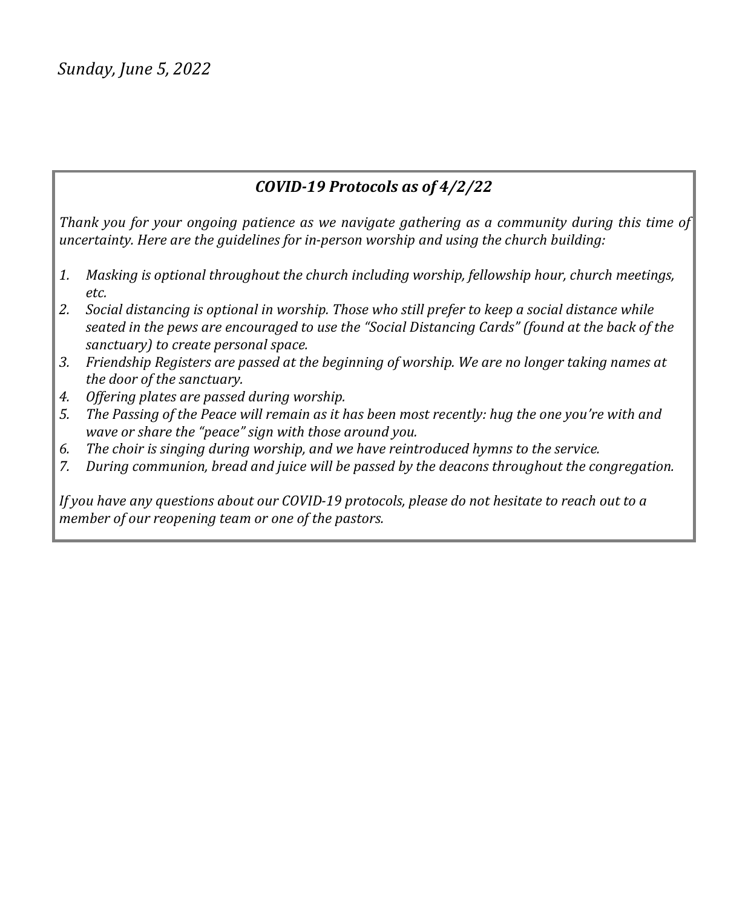*Sunday, June 5, 2022*

## ***COVID-19 Protocols as of 4/2/22***

*Thank you for your ongoing patience as we navigate gathering as a community during this time of uncertainty. Here are the guidelines for in-person worship and using the church building:*

1. *Masking is optional throughout the church including worship, fellowship hour, church meetings, etc.*
2. *Social distancing is optional in worship. Those who still prefer to keep a social distance while seated in the pews are encouraged to use the "Social Distancing Cards" (found at the back of the sanctuary) to create personal space.*
3. *Friendship Registers are passed at the beginning of worship. We are no longer taking names at the door of the sanctuary.*
4. *Offering plates are passed during worship.*
5. *The Passing of the Peace will remain as it has been most recently: hug the one you're with and wave or share the "peace" sign with those around you.*
6. *The choir is singing during worship, and we have reintroduced hymns to the service.*
7. *During communion, bread and juice will be passed by the deacons throughout the congregation.*

*If you have any questions about our COVID-19 protocols, please do not hesitate to reach out to a member of our reopening team or one of the pastors.*